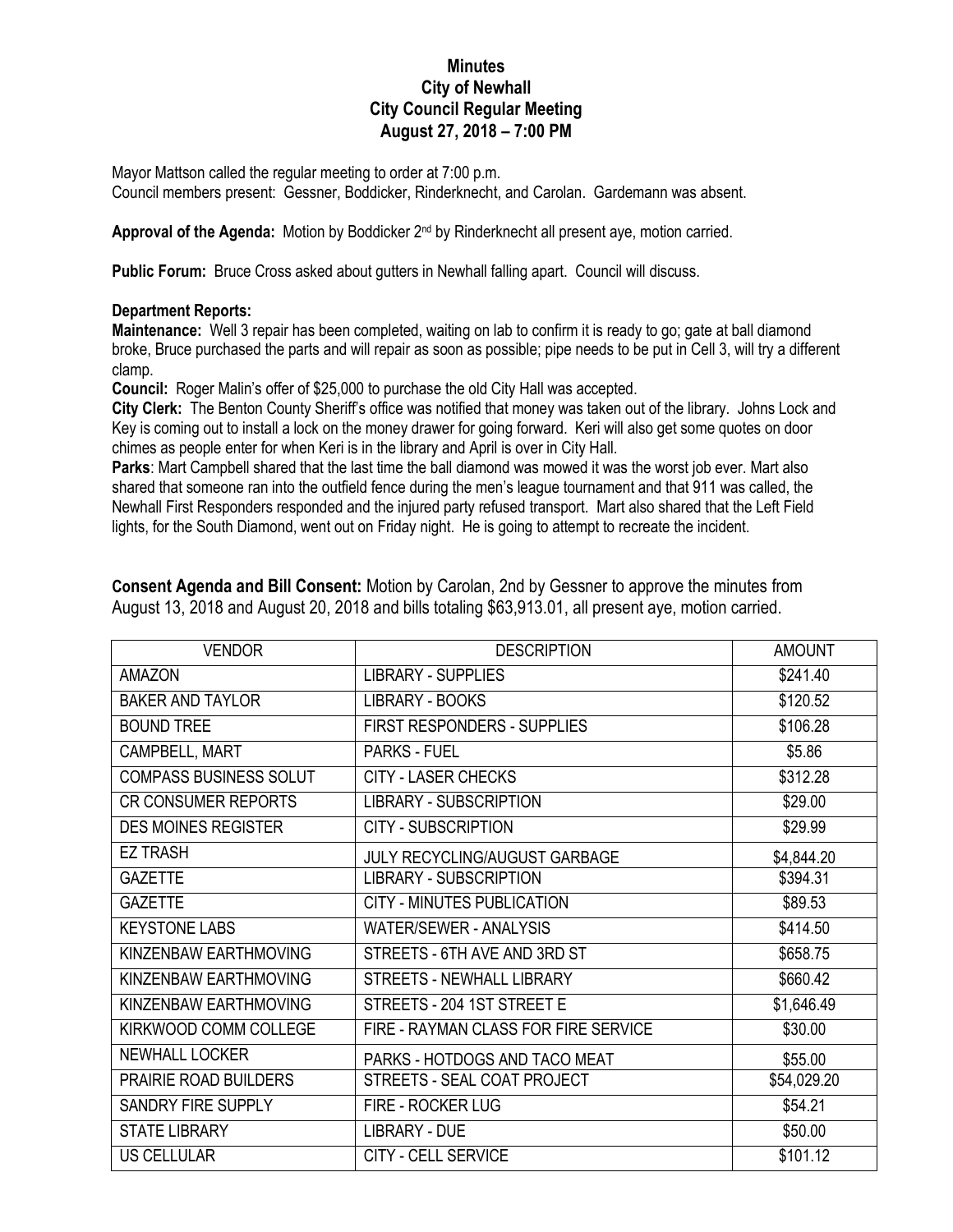# Minutes
## City of Newhall
## City Council Regular Meeting
## August 27, 2018 – 7:00 PM

Mayor Mattson called the regular meeting to order at 7:00 p.m.
Council members present: Gessner, Boddicker, Rinderknecht, and Carolan. Gardemann was absent.

**Approval of the Agenda:** Motion by Boddicker 2nd by Rinderknecht all present aye, motion carried.

**Public Forum:** Bruce Cross asked about gutters in Newhall falling apart. Council will discuss.

**Department Reports:**

**Maintenance:** Well 3 repair has been completed, waiting on lab to confirm it is ready to go; gate at ball diamond broke, Bruce purchased the parts and will repair as soon as possible; pipe needs to be put in Cell 3, will try a different clamp.

**Council:** Roger Malin's offer of $25,000 to purchase the old City Hall was accepted.

**City Clerk:** The Benton County Sheriff's office was notified that money was taken out of the library. Johns Lock and Key is coming out to install a lock on the money drawer for going forward. Keri will also get some quotes on door chimes as people enter for when Keri is in the library and April is over in City Hall.

**Parks**: Mart Campbell shared that the last time the ball diamond was mowed it was the worst job ever. Mart also shared that someone ran into the outfield fence during the men's league tournament and that 911 was called, the Newhall First Responders responded and the injured party refused transport. Mart also shared that the Left Field lights, for the South Diamond, went out on Friday night. He is going to attempt to recreate the incident.

**Consent Agenda and Bill Consent:** Motion by Carolan, 2nd by Gessner to approve the minutes from August 13, 2018 and August 20, 2018 and bills totaling $63,913.01, all present aye, motion carried.

| VENDOR | DESCRIPTION | AMOUNT |
|---|---|---|
| AMAZON | LIBRARY - SUPPLIES | $241.40 |
| BAKER AND TAYLOR | LIBRARY - BOOKS | $120.52 |
| BOUND TREE | FIRST RESPONDERS - SUPPLIES | $106.28 |
| CAMPBELL, MART | PARKS - FUEL | $5.86 |
| COMPASS BUSINESS SOLUT | CITY - LASER CHECKS | $312.28 |
| CR CONSUMER REPORTS | LIBRARY - SUBSCRIPTION | $29.00 |
| DES MOINES REGISTER | CITY - SUBSCRIPTION | $29.99 |
| EZ TRASH | JULY RECYCLING/AUGUST GARBAGE | $4,844.20 |
| GAZETTE | LIBRARY - SUBSCRIPTION | $394.31 |
| GAZETTE | CITY - MINUTES PUBLICATION | $89.53 |
| KEYSTONE LABS | WATER/SEWER - ANALYSIS | $414.50 |
| KINZENBAW EARTHMOVING | STREETS - 6TH AVE AND 3RD ST | $658.75 |
| KINZENBAW EARTHMOVING | STREETS - NEWHALL LIBRARY | $660.42 |
| KINZENBAW EARTHMOVING | STREETS - 204 1ST STREET E | $1,646.49 |
| KIRKWOOD COMM COLLEGE | FIRE - RAYMAN CLASS FOR FIRE SERVICE | $30.00 |
| NEWHALL LOCKER | PARKS - HOTDOGS AND TACO MEAT | $55.00 |
| PRAIRIE ROAD BUILDERS | STREETS - SEAL COAT PROJECT | $54,029.20 |
| SANDRY FIRE SUPPLY | FIRE - ROCKER LUG | $54.21 |
| STATE LIBRARY | LIBRARY - DUE | $50.00 |
| US CELLULAR | CITY - CELL SERVICE | $101.12 |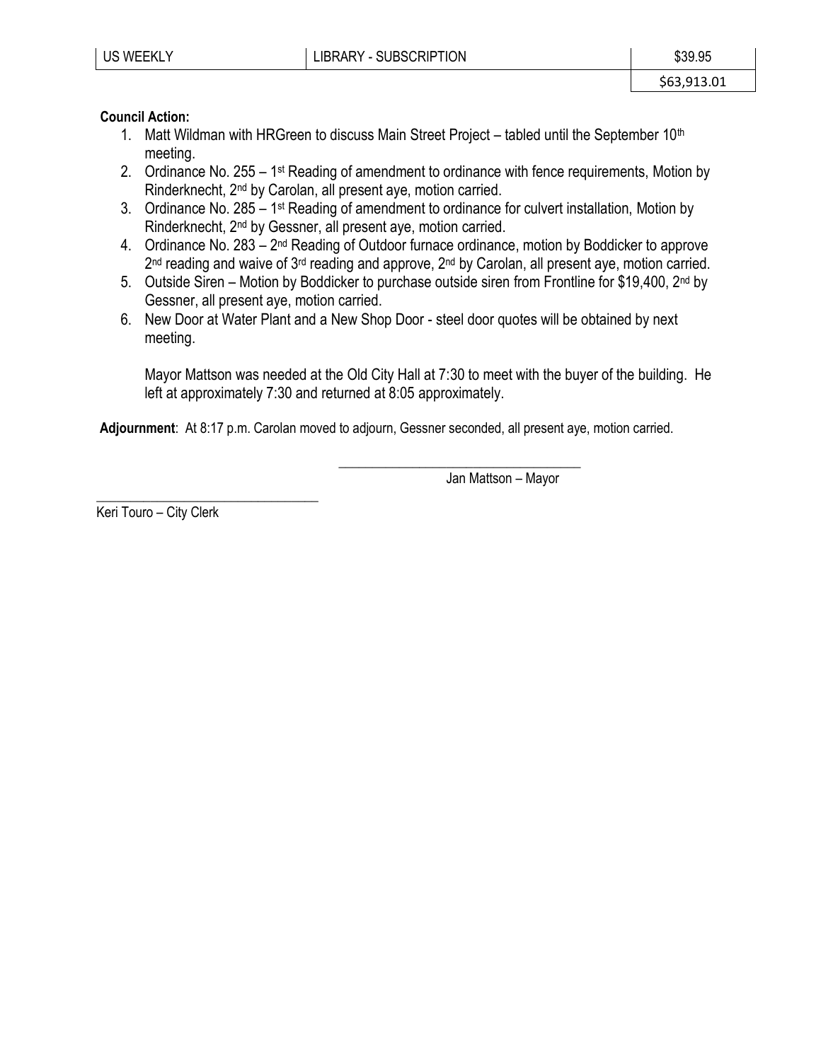| | | |
|---|---|---|
| US WEEKLY | LIBRARY - SUBSCRIPTION | $39.95 |
| | | $63,913.01 |

**Council Action:**

1. Matt Wildman with HRGreen to discuss Main Street Project – tabled until the September 10th meeting.
2. Ordinance No. 255 – 1st Reading of amendment to ordinance with fence requirements, Motion by Rinderknecht, 2nd by Carolan, all present aye, motion carried.
3. Ordinance No. 285 – 1st Reading of amendment to ordinance for culvert installation, Motion by Rinderknecht, 2nd by Gessner, all present aye, motion carried.
4. Ordinance No. 283 – 2nd Reading of Outdoor furnace ordinance, motion by Boddicker to approve 2nd reading and waive of 3rd reading and approve, 2nd by Carolan, all present aye, motion carried.
5. Outside Siren – Motion by Boddicker to purchase outside siren from Frontline for $19,400, 2nd by Gessner, all present aye, motion carried.
6. New Door at Water Plant and a New Shop Door - steel door quotes will be obtained by next meeting.

   Mayor Mattson was needed at the Old City Hall at 7:30 to meet with the buyer of the building. He left at approximately 7:30 and returned at 8:05 approximately.

**Adjournment**: At 8:17 p.m. Carolan moved to adjourn, Gessner seconded, all present aye, motion carried.

\_\_\_\_\_\_\_\_\_\_\_\_\_\_\_\_\_\_\_\_\_\_\_\_\_\_\_\_\_\_\_\_\_\_\_\_

Jan Mattson – Mayor

\_\_\_\_\_\_\_\_\_\_\_\_\_\_\_\_\_\_\_\_\_\_\_\_\_\_\_\_\_\_\_\_\_\_\_\_

Keri Touro – City Clerk